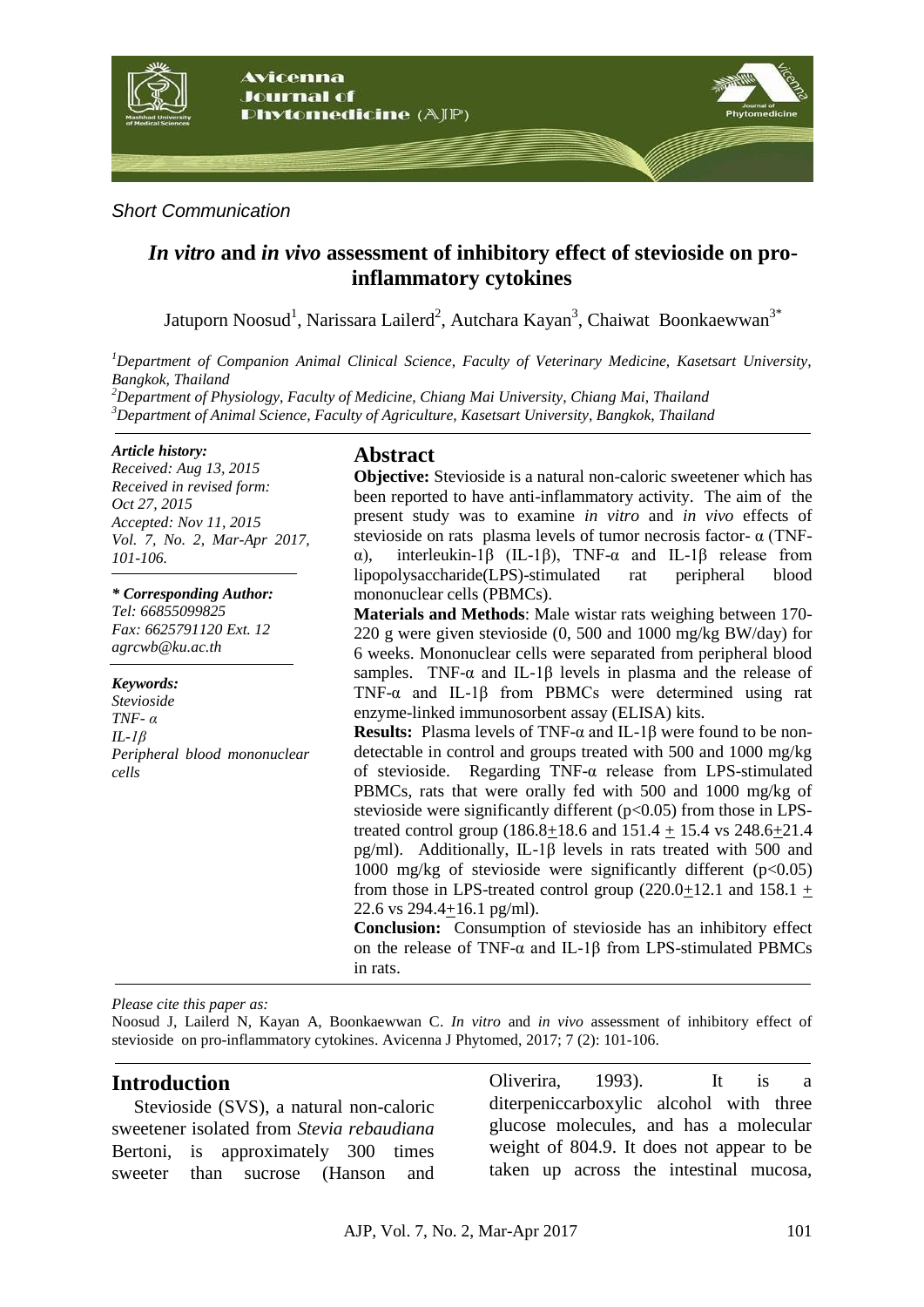*Short Communication*

# *In vitro* and *in vivo* assessment of inhibitory effect of stevioside on pro-inflammatory cytokines

Jatuporn Noosud[1], Narissara Lailerd[2], Autchara Kayan[3], Chaiwat Boonkaewwan[3*]

[1]*Department of Companion Animal Clinical Science, Faculty of Veterinary Medicine, Kasetsart University, Bangkok, Thailand*
[2]*Department of Physiology, Faculty of Medicine, Chiang Mai University, Chiang Mai, Thailand*
[3]*Department of Animal Science, Faculty of Agriculture, Kasetsart University, Bangkok, Thailand*

***Article history:***
*Received: Aug 13, 2015*
*Received in revised form: Oct 27, 2015*
*Accepted: Nov 11, 2015*
*Vol. 7, No. 2, Mar-Apr 2017, 101-106.*

***\* Corresponding Author:***
*Tel: 66855099825*
*Fax: 6625791120 Ext. 12*
*agrcwb@ku.ac.th*

***Keywords:***
*Stevioside*
*TNF- α*
*IL-1β*
*Peripheral blood mononuclear cells*

## Abstract

**Objective:** Stevioside is a natural non-caloric sweetener which has been reported to have anti-inflammatory activity. The aim of the present study was to examine *in vitro* and *in vivo* effects of stevioside on rats plasma levels of tumor necrosis factor- α (TNF-α), interleukin-1β (IL-1β), TNF-α and IL-1β release from lipopolysaccharide(LPS)-stimulated rat peripheral blood mononuclear cells (PBMCs).

**Materials and Methods**: Male wistar rats weighing between 170-220 g were given stevioside (0, 500 and 1000 mg/kg BW/day) for 6 weeks. Mononuclear cells were separated from peripheral blood samples. TNF-α and IL-1β levels in plasma and the release of TNF-α and IL-1β from PBMCs were determined using rat enzyme-linked immunosorbent assay (ELISA) kits.

**Results:** Plasma levels of TNF-α and IL-1β were found to be non-detectable in control and groups treated with 500 and 1000 mg/kg of stevioside. Regarding TNF-α release from LPS-stimulated PBMCs, rats that were orally fed with 500 and 1000 mg/kg of stevioside were significantly different ($p<0.05$) from those in LPS-treated control group (186.8±18.6 and 151.4 ± 15.4 vs 248.6±21.4 pg/ml). Additionally, IL-1β levels in rats treated with 500 and 1000 mg/kg of stevioside were significantly different ($p<0.05$) from those in LPS-treated control group (220.0±12.1 and 158.1 ± 22.6 vs 294.4±16.1 pg/ml).

**Conclusion:** Consumption of stevioside has an inhibitory effect on the release of TNF-α and IL-1β from LPS-stimulated PBMCs in rats.

*Please cite this paper as:*
Noosud J, Lailerd N, Kayan A, Boonkaewwan C. *In vitro* and *in vivo* assessment of inhibitory effect of stevioside on pro-inflammatory cytokines. Avicenna J Phytomed, 2017; 7 (2): 101-106.

## Introduction

Stevioside (SVS), a natural non-caloric sweetener isolated from *Stevia rebaudiana* Bertoni, is approximately 300 times sweeter than sucrose (Hanson and Oliverira, 1993). It is a diterpeniccarboxylic alcohol with three glucose molecules, and has a molecular weight of 804.9. It does not appear to be taken up across the intestinal mucosa,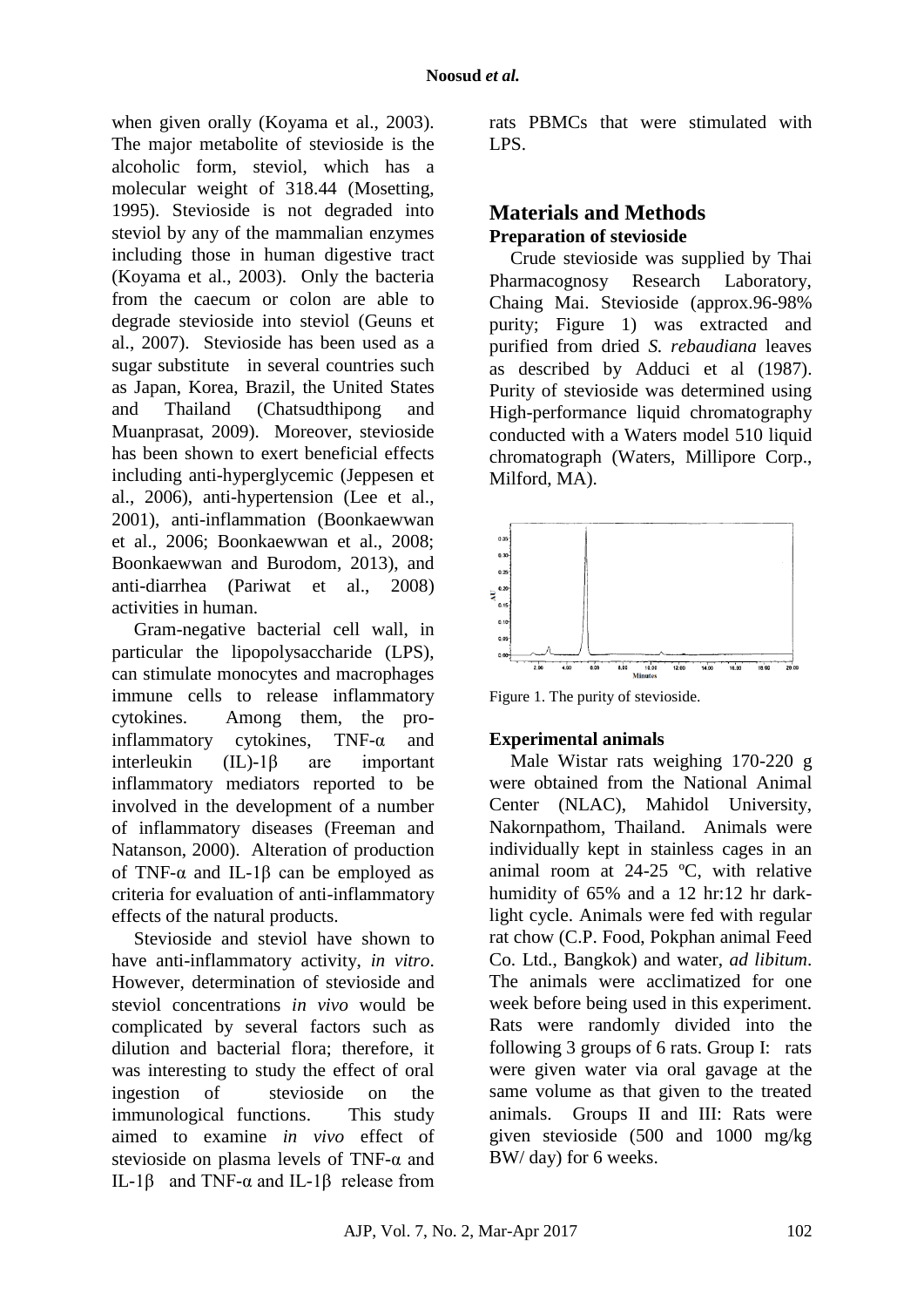when given orally (Koyama et al., 2003). The major metabolite of stevioside is the alcoholic form, steviol, which has a molecular weight of 318.44 (Mosetting, 1995). Stevioside is not degraded into steviol by any of the mammalian enzymes including those in human digestive tract (Koyama et al., 2003). Only the bacteria from the caecum or colon are able to degrade stevioside into steviol (Geuns et al., 2007). Stevioside has been used as a sugar substitute in several countries such as Japan, Korea, Brazil, the United States and Thailand (Chatsudthipong and Muanprasat, 2009). Moreover, stevioside has been shown to exert beneficial effects including anti-hyperglycemic (Jeppesen et al., 2006), anti-hypertension (Lee et al., 2001), anti-inflammation (Boonkaewwan et al., 2006; Boonkaewwan et al., 2008; Boonkaewwan and Burodom, 2013), and anti-diarrhea (Pariwat et al., 2008) activities in human.

Gram-negative bacterial cell wall, in particular the lipopolysaccharide (LPS), can stimulate monocytes and macrophages immune cells to release inflammatory cytokines. Among them, the pro-inflammatory cytokines, TNF-α and interleukin (IL)-1β are important inflammatory mediators reported to be involved in the development of a number of inflammatory diseases (Freeman and Natanson, 2000). Alteration of production of TNF-α and IL-1β can be employed as criteria for evaluation of anti-inflammatory effects of the natural products.

Stevioside and steviol have shown to have anti-inflammatory activity, *in vitro*. However, determination of stevioside and steviol concentrations *in vivo* would be complicated by several factors such as dilution and bacterial flora; therefore, it was interesting to study the effect of oral ingestion of stevioside on the immunological functions. This study aimed to examine *in vivo* effect of stevioside on plasma levels of TNF-α and IL-1β and TNF-α and IL-1β release from rats PBMCs that were stimulated with LPS.

## Materials and Methods

### Preparation of stevioside

Crude stevioside was supplied by Thai Pharmacognosy Research Laboratory, Chaing Mai. Stevioside (approx.96-98% purity; Figure 1) was extracted and purified from dried *S. rebaudiana* leaves as described by Adduci et al (1987). Purity of stevioside was determined using High-performance liquid chromatography conducted with a Waters model 510 liquid chromatograph (Waters, Millipore Corp., Milford, MA).

Figure 1. The purity of stevioside.

### Experimental animals

Male Wistar rats weighing 170-220 g were obtained from the National Animal Center (NLAC), Mahidol University, Nakornpathom, Thailand. Animals were individually kept in stainless cages in an animal room at 24-25 ºC, with relative humidity of 65% and a 12 hr:12 hr dark-light cycle. Animals were fed with regular rat chow (C.P. Food, Pokphan animal Feed Co. Ltd., Bangkok) and water, *ad libitum*. The animals were acclimatized for one week before being used in this experiment. Rats were randomly divided into the following 3 groups of 6 rats. Group I: rats were given water via oral gavage at the same volume as that given to the treated animals. Groups II and III: Rats were given stevioside (500 and 1000 mg/kg BW/ day) for 6 weeks.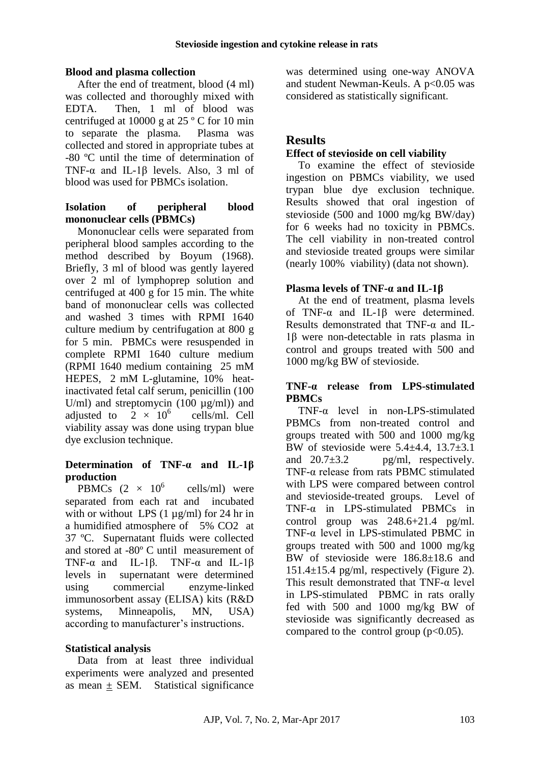### Blood and plasma collection

After the end of treatment, blood (4 ml) was collected and thoroughly mixed with EDTA. Then, 1 ml of blood was centrifuged at 10000 g at 25 º C for 10 min to separate the plasma. Plasma was collected and stored in appropriate tubes at -80 ºC until the time of determination of TNF-α and IL-1β levels. Also, 3 ml of blood was used for PBMCs isolation.

### Isolation of peripheral blood mononuclear cells (PBMCs)

Mononuclear cells were separated from peripheral blood samples according to the method described by Boyum (1968). Briefly, 3 ml of blood was gently layered over 2 ml of lymphoprep solution and centrifuged at 400 g for 15 min. The white band of mononuclear cells was collected and washed 3 times with RPMI 1640 culture medium by centrifugation at 800 g for 5 min. PBMCs were resuspended in complete RPMI 1640 culture medium (RPMI 1640 medium containing 25 mM HEPES, 2 mM L-glutamine, 10% heat-inactivated fetal calf serum, penicillin (100 U/ml) and streptomycin (100 µg/ml)) and adjusted to $2 \times 10^6$ cells/ml. Cell viability assay was done using trypan blue dye exclusion technique.

### Determination of TNF-α and IL-1β production

PBMCs ($2 \times 10^6$ cells/ml) were separated from each rat and incubated with or without LPS (1 µg/ml) for 24 hr in a humidified atmosphere of 5% $CO_2$ at 37 ºC. Supernatant fluids were collected and stored at -80º C until measurement of TNF-α and IL-1β. TNF-α and IL-1β levels in supernatant were determined using commercial enzyme-linked immunosorbent assay (ELISA) kits (R&D systems, Minneapolis, MN, USA) according to manufacturer's instructions.

### Statistical analysis

Data from at least three individual experiments were analyzed and presented as mean ± SEM. Statistical significance was determined using one-way ANOVA and student Newman-Keuls. A $p<0.05$ was considered as statistically significant.

## Results

### Effect of stevioside on cell viability

To examine the effect of stevioside ingestion on PBMCs viability, we used trypan blue dye exclusion technique. Results showed that oral ingestion of stevioside (500 and 1000 mg/kg BW/day) for 6 weeks had no toxicity in PBMCs. The cell viability in non-treated control and stevioside treated groups were similar (nearly 100% viability) (data not shown).

### Plasma levels of TNF-α and IL-1β

At the end of treatment, plasma levels of TNF-α and IL-1β were determined. Results demonstrated that TNF-α and IL-1β were non-detectable in rats plasma in control and groups treated with 500 and 1000 mg/kg BW of stevioside.

### TNF-α release from LPS-stimulated PBMCs

TNF-α level in non-LPS-stimulated PBMCs from non-treated control and groups treated with 500 and 1000 mg/kg BW of stevioside were 5.4±4.4, 13.7±3.1 and 20.7±3.2 pg/ml, respectively. TNF-α release from rats PBMC stimulated with LPS were compared between control and stevioside-treated groups. Level of TNF-α in LPS-stimulated PBMCs in control group was 248.6+21.4 pg/ml. TNF-α level in LPS-stimulated PBMC in groups treated with 500 and 1000 mg/kg BW of stevioside were 186.8±18.6 and 151.4±15.4 pg/ml, respectively (Figure 2). This result demonstrated that TNF-α level in LPS-stimulated PBMC in rats orally fed with 500 and 1000 mg/kg BW of stevioside was significantly decreased as compared to the control group ($p<0.05$).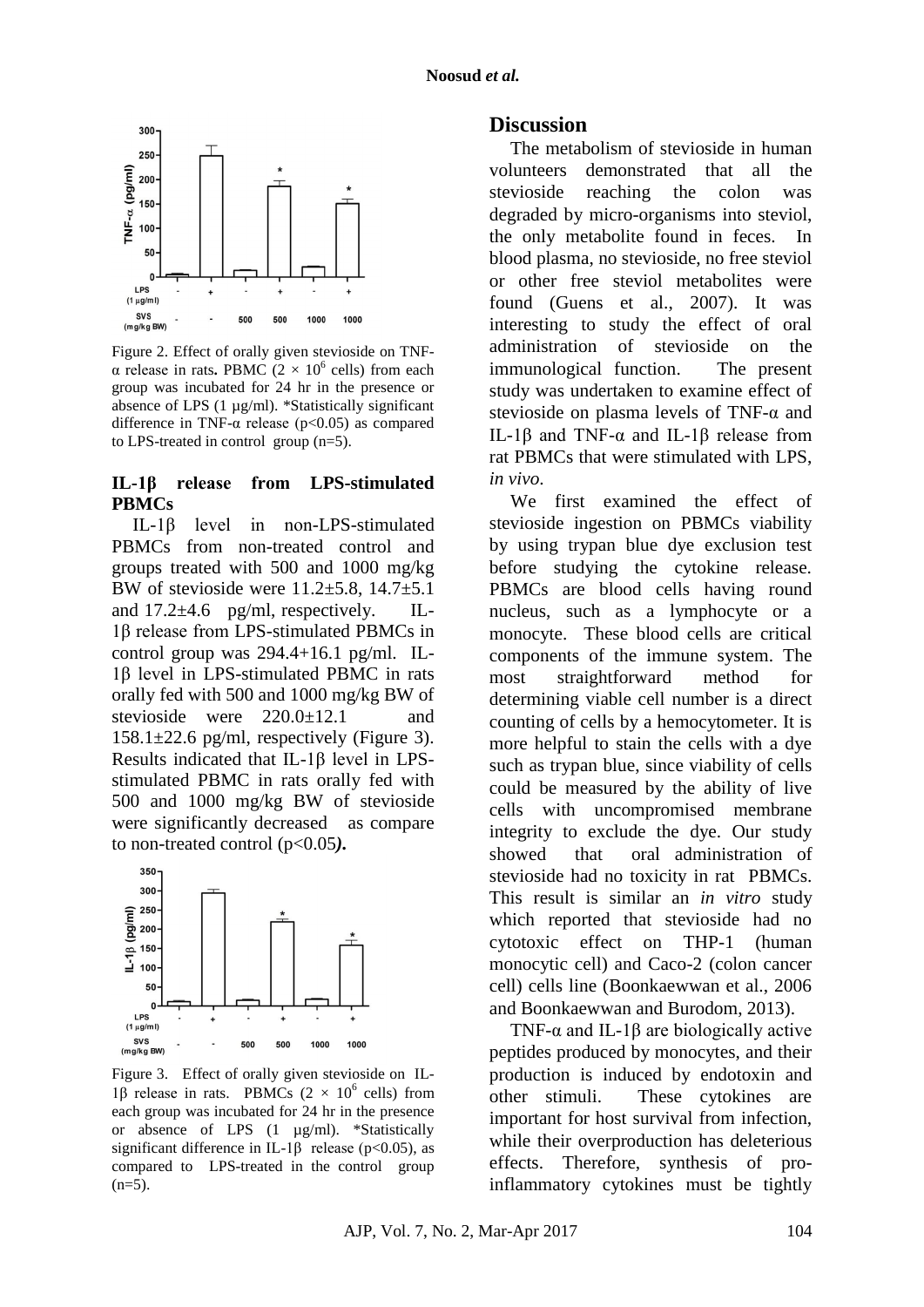Figure 2. Effect of orally given stevioside on TNF-α release in rats. PBMC ($2 \times 10^6$ cells) from each group was incubated for 24 hr in the presence or absence of LPS (1 µg/ml). *Statistically significant difference in TNF-α release ($p<0.05$) as compared to LPS-treated in control group (n=5).

### IL-1β release from LPS-stimulated PBMCs

IL-1β level in non-LPS-stimulated PBMCs from non-treated control and groups treated with 500 and 1000 mg/kg BW of stevioside were 11.2±5.8, 14.7±5.1 and 17.2±4.6 pg/ml, respectively. IL-1β release from LPS-stimulated PBMCs in control group was 294.4+16.1 pg/ml. IL-1β level in LPS-stimulated PBMC in rats orally fed with 500 and 1000 mg/kg BW of stevioside were 220.0±12.1 and 158.1±22.6 pg/ml, respectively (Figure 3). Results indicated that IL-1β level in LPS-stimulated PBMC in rats orally fed with 500 and 1000 mg/kg BW of stevioside were significantly decreased as compare to non-treated control ($p<0.05$).

Figure 3. Effect of orally given stevioside on IL-1β release in rats. PBMCs ($2 \times 10^6$ cells) from each group was incubated for 24 hr in the presence or absence of LPS (1 µg/ml). *Statistically significant difference in IL-1β release ($p<0.05$), as compared to LPS-treated in the control group (n=5).

## Discussion

The metabolism of stevioside in human volunteers demonstrated that all the stevioside reaching the colon was degraded by micro-organisms into steviol, the only metabolite found in feces. In blood plasma, no stevioside, no free steviol or other free steviol metabolites were found (Guens et al., 2007). It was interesting to study the effect of oral administration of stevioside on the immunological function. The present study was undertaken to examine effect of stevioside on plasma levels of TNF-α and IL-1β and TNF-α and IL-1β release from rat PBMCs that were stimulated with LPS, *in vivo*.

We first examined the effect of stevioside ingestion on PBMCs viability by using trypan blue dye exclusion test before studying the cytokine release. PBMCs are blood cells having round nucleus, such as a lymphocyte or a monocyte. These blood cells are critical components of the immune system. The most straightforward method for determining viable cell number is a direct counting of cells by a hemocytometer. It is more helpful to stain the cells with a dye such as trypan blue, since viability of cells could be measured by the ability of live cells with uncompromised membrane integrity to exclude the dye. Our study showed that oral administration of stevioside had no toxicity in rat PBMCs. This result is similar an *in vitro* study which reported that stevioside had no cytotoxic effect on THP-1 (human monocytic cell) and Caco-2 (colon cancer cell) cells line (Boonkaewwan et al., 2006 and Boonkaewwan and Burodom, 2013).

TNF-α and IL-1β are biologically active peptides produced by monocytes, and their production is induced by endotoxin and other stimuli. These cytokines are important for host survival from infection, while their overproduction has deleterious effects. Therefore, synthesis of pro-inflammatory cytokines must be tightly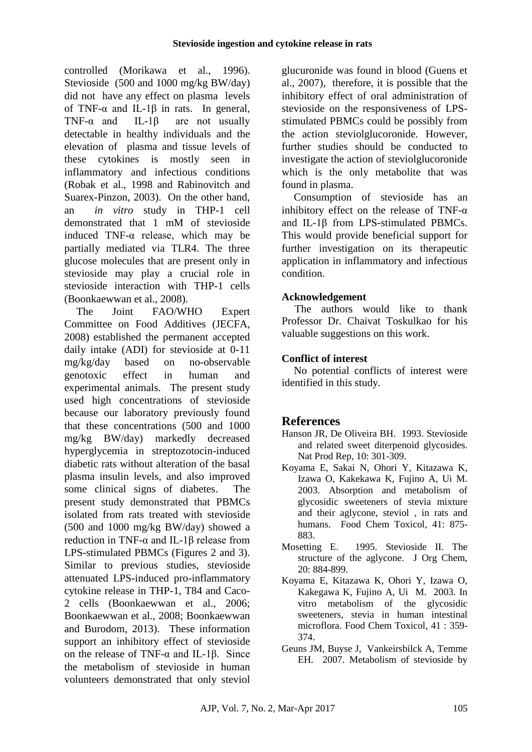controlled (Morikawa et al., 1996). Stevioside (500 and 1000 mg/kg BW/day) did not have any effect on plasma levels of TNF-α and IL-1β in rats. In general, TNF-α and IL-1β are not usually detectable in healthy individuals and the elevation of plasma and tissue levels of these cytokines is mostly seen in inflammatory and infectious conditions (Robak et al., 1998 and Rabinovitch and Suarex-Pinzon, 2003). On the other hand, an *in vitro* study in THP-1 cell demonstrated that 1 mM of stevioside induced TNF-α release, which may be partially mediated via TLR4. The three glucose molecules that are present only in stevioside may play a crucial role in stevioside interaction with THP-1 cells (Boonkaewwan et al., 2008).

The Joint FAO/WHO Expert Committee on Food Additives (JECFA, 2008) established the permanent accepted daily intake (ADI) for stevioside at 0-11 mg/kg/day based on no-observable genotoxic effect in human and experimental animals. The present study used high concentrations of stevioside because our laboratory previously found that these concentrations (500 and 1000 mg/kg BW/day) markedly decreased hyperglycemia in streptozotocin-induced diabetic rats without alteration of the basal plasma insulin levels, and also improved some clinical signs of diabetes. The present study demonstrated that PBMCs isolated from rats treated with stevioside (500 and 1000 mg/kg BW/day) showed a reduction in TNF-α and IL-1β release from LPS-stimulated PBMCs (Figures 2 and 3). Similar to previous studies, stevioside attenuated LPS-induced pro-inflammatory cytokine release in THP-1, T84 and Caco-2 cells (Boonkaewwan et al., 2006; Boonkaewwan et al., 2008; Boonkaewwan and Burodom, 2013). These information support an inhibitory effect of stevioside on the release of TNF-α and IL-1β. Since the metabolism of stevioside in human volunteers demonstrated that only steviol glucuronide was found in blood (Guens et al., 2007), therefore, it is possible that the inhibitory effect of oral administration of stevioside on the responsiveness of LPS-stimulated PBMCs could be possibly from the action steviolglucoronide. However, further studies should be conducted to investigate the action of steviolglucoronide which is the only metabolite that was found in plasma.

Consumption of stevioside has an inhibitory effect on the release of TNF-α and IL-1β from LPS-stimulated PBMCs. This would provide beneficial support for further investigation on its therapeutic application in inflammatory and infectious condition.

### Acknowledgement

The authors would like to thank Professor Dr. Chaivat Toskulkao for his valuable suggestions on this work.

### Conflict of interest

No potential conflicts of interest were identified in this study.

## References

Hanson JR, De Oliveira BH. 1993. Stevioside and related sweet diterpenoid glycosides. Nat Prod Rep, 10: 301-309.

Koyama E, Sakai N, Ohori Y, Kitazawa K, Izawa O, Kakekawa K, Fujino A, Ui M. 2003. Absorption and metabolism of glycosidic sweeteners of stevia mixture and their aglycone, steviol , in rats and humans. Food Chem Toxicol, 41: 875-883.

Mosetting E. 1995. Stevioside II. The structure of the aglycone. J Org Chem, 20: 884-899.

Koyama E, Kitazawa K, Ohori Y, Izawa O, Kakegawa K, Fujino A, Ui M. 2003. In vitro metabolism of the glycosidic sweeteners, stevia in human intestinal microflora. Food Chem Toxicol, 41 : 359-374.

Geuns JM, Buyse J, Vankeirsbilck A, Temme EH. 2007. Metabolism of stevioside by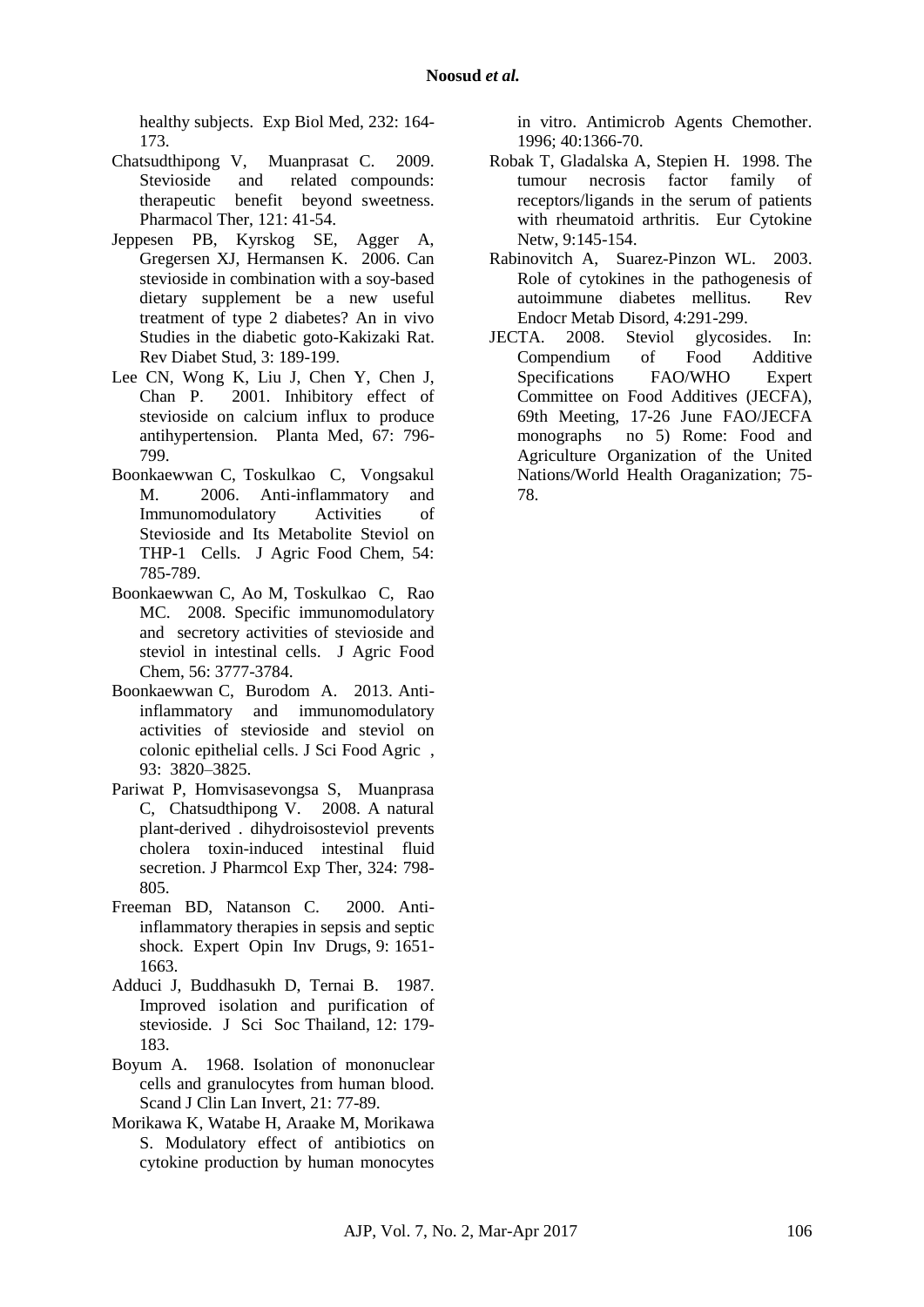healthy subjects. Exp Biol Med, 232: 164-173.

Chatsudthipong V, Muanprasat C. 2009. Stevioside and related compounds: therapeutic benefit beyond sweetness. Pharmacol Ther, 121: 41-54.

Jeppesen PB, Kyrskog SE, Agger A, Gregersen XJ, Hermansen K. 2006. Can stevioside in combination with a soy-based dietary supplement be a new useful treatment of type 2 diabetes? An in vivo Studies in the diabetic goto-Kakizaki Rat. Rev Diabet Stud, 3: 189-199.

Lee CN, Wong K, Liu J, Chen Y, Chen J, Chan P. 2001. Inhibitory effect of stevioside on calcium influx to produce antihypertension. Planta Med, 67: 796-799.

Boonkaewwan C, Toskulkao C, Vongsakul M. 2006. Anti-inflammatory and Immunomodulatory Activities of Stevioside and Its Metabolite Steviol on THP-1 Cells. J Agric Food Chem, 54: 785-789.

Boonkaewwan C, Ao M, Toskulkao C, Rao MC. 2008. Specific immunomodulatory and secretory activities of stevioside and steviol in intestinal cells. J Agric Food Chem, 56: 3777-3784.

Boonkaewwan C, Burodom A. 2013. Anti-inflammatory and immunomodulatory activities of stevioside and steviol on colonic epithelial cells. J Sci Food Agric , 93: 3820–3825.

Pariwat P, Homvisasevongsa S, Muanprasa C, Chatsudthipong V. 2008. A natural plant-derived . dihydroisosteviol prevents cholera toxin-induced intestinal fluid secretion. J Pharmcol Exp Ther, 324: 798-805.

Freeman BD, Natanson C. 2000. Anti-inflammatory therapies in sepsis and septic shock. Expert Opin Inv Drugs, 9: 1651-1663.

Adduci J, Buddhasukh D, Ternai B. 1987. Improved isolation and purification of stevioside. J Sci Soc Thailand, 12: 179-183.

Boyum A. 1968. Isolation of mononuclear cells and granulocytes from human blood. Scand J Clin Lan Invert, 21: 77-89.

Morikawa K, Watabe H, Araake M, Morikawa S. Modulatory effect of antibiotics on cytokine production by human monocytes in vitro. Antimicrob Agents Chemother. 1996; 40:1366-70.

Robak T, Gladalska A, Stepien H. 1998. The tumour necrosis factor family of receptors/ligands in the serum of patients with rheumatoid arthritis. Eur Cytokine Netw, 9:145-154.

Rabinovitch A, Suarez-Pinzon WL. 2003. Role of cytokines in the pathogenesis of autoimmune diabetes mellitus. Rev Endocr Metab Disord, 4:291-299.

JECTA. 2008. Steviol glycosides. In: Compendium of Food Additive Specifications FAO/WHO Expert Committee on Food Additives (JECFA), 69th Meeting, 17-26 June FAO/JECFA monographs no 5) Rome: Food and Agriculture Organization of the United Nations/World Health Oraganization; 75-78.